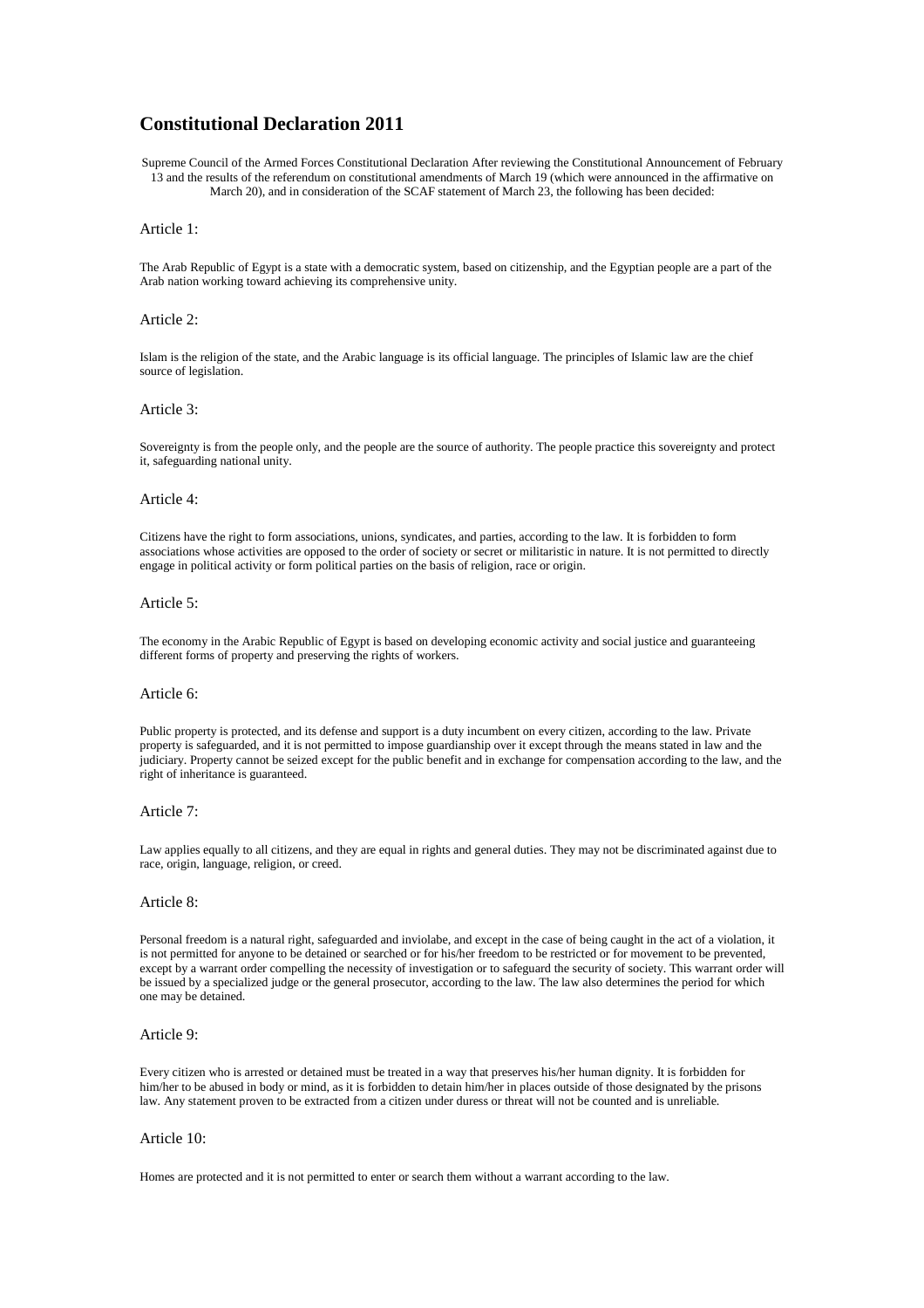# Constitutional Declaration 2011

Supreme Council of the Armed Forces Constitutional Declaration After reviewing the Constitutional Announcement of February 13 and the results of the referendum on constitutional amendments of March 19 (which were announced in the affirmative on March 20), and in consideration of the SCAF statement of March 23, the following has been decided:

## Article 1:

The Arab Republic of Egypt is a state with a democratic system, based on citizenship, and the Egyptian people are a part of the Arab nation working toward achieving its comprehensive unity.

## Article 2:

Islam is the religion of the state, and the Arabic language is its official language. The principles of Islamic law are the chief source of legislation.

## Article 3:

Sovereignty is from the people only, and the people are the source of authority. The people practice this sovereignty and protect it, safeguarding national unity.

## Article 4:

Citizens have the right to form associations, unions, syndicates, and parties, according to the law. It is forbidden to form associations whose activities are opposed to the order of society or secret or militaristic in nature. It is not permitted to directly engage in political activity or form political parties on the basis of religion, race or origin.

## Article 5:

The economy in the Arabic Republic of Egypt is based on developing economic activity and social justice and guaranteeing different forms of property and preserving the rights of workers.

## Article 6:

Public property is protected, and its defense and support is a duty incumbent on every citizen, according to the law. Private property is safeguarded, and it is not permitted to impose guardianship over it except through the means stated in law and the judiciary. Property cannot be seized except for the public benefit and in exchange for compensation according to the law, and the right of inheritance is guaranteed.

## Article 7:

Law applies equally to all citizens, and they are equal in rights and general duties. They may not be discriminated against due to race, origin, language, religion, or creed.

## Article 8:

Personal freedom is a natural right, safeguarded and inviolabe, and except in the case of being caught in the act of a violation, it is not permitted for anyone to be detained or searched or for his/her freedom to be restricted or for movement to be prevented, except by a warrant order compelling the necessity of investigation or to safeguard the security of society. This warrant order will be issued by a specialized judge or the general prosecutor, according to the law. The law also determines the period for which one may be detained.

## Article 9:

Every citizen who is arrested or detained must be treated in a way that preserves his/her human dignity. It is forbidden for him/her to be abused in body or mind, as it is forbidden to detain him/her in places outside of those designated by the prisons law. Any statement proven to be extracted from a citizen under duress or threat will not be counted and is unreliable.

## Article 10:

Homes are protected and it is not permitted to enter or search them without a warrant according to the law.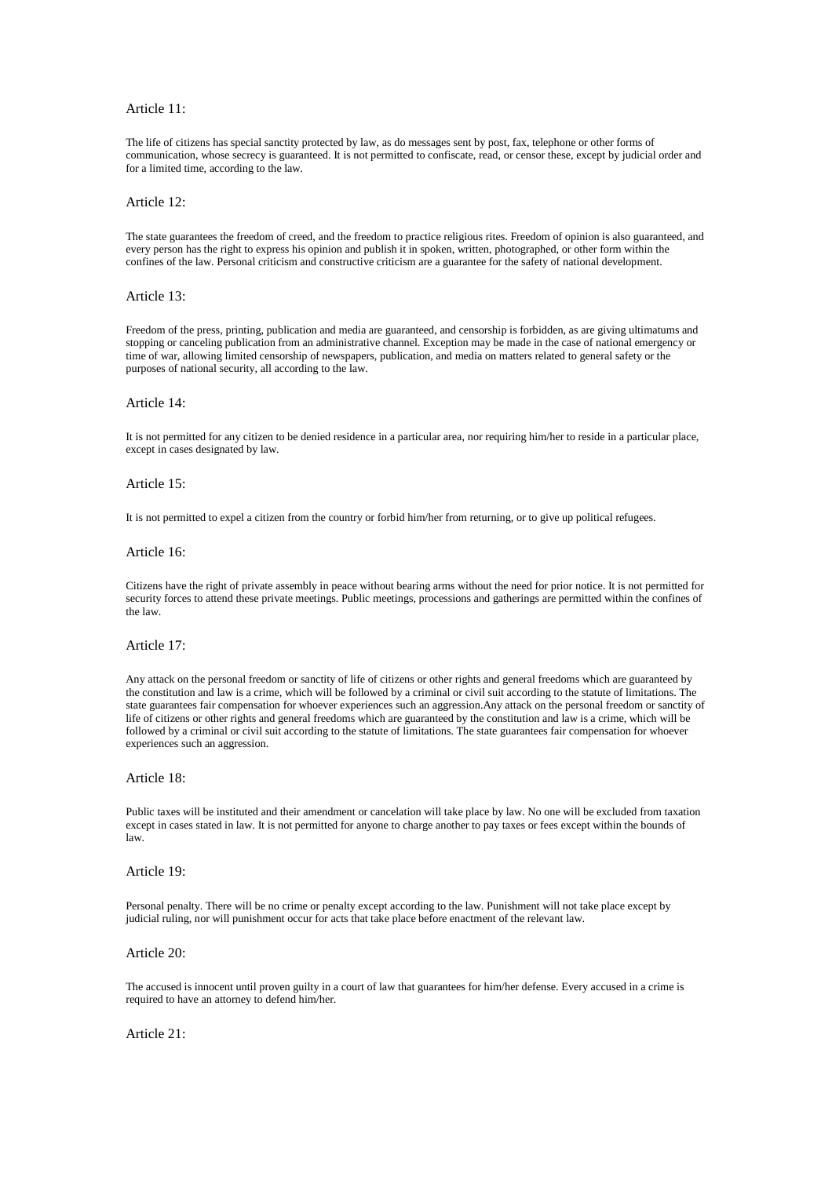Article 11:

The life of citizens has special sanctity protected by law, as do messages sent by post, fax, telephone or other forms of communication, whose secrecy is guaranteed. It is not permitted to confiscate, read, or censor these, except by judicial order and for a limited time, according to the law.

Article 12:

The state guarantees the freedom of creed, and the freedom to practice religious rites. Freedom of opinion is also guaranteed, and every person has the right to express his opinion and publish it in spoken, written, photographed, or other form within the confines of the law. Personal criticism and constructive criticism are a guarantee for the safety of national development.

Article 13:

Freedom of the press, printing, publication and media are guaranteed, and censorship is forbidden, as are giving ultimatums and stopping or canceling publication from an administrative channel. Exception may be made in the case of national emergency or time of war, allowing limited censorship of newspapers, publication, and media on matters related to general safety or the purposes of national security, all according to the law.

Article 14:

It is not permitted for any citizen to be denied residence in a particular area, nor requiring him/her to reside in a particular place, except in cases designated by law.

Article 15:

It is not permitted to expel a citizen from the country or forbid him/her from returning, or to give up political refugees.

Article 16:

Citizens have the right of private assembly in peace without bearing arms without the need for prior notice. It is not permitted for security forces to attend these private meetings. Public meetings, processions and gatherings are permitted within the confines of the law.

Article 17:

Any attack on the personal freedom or sanctity of life of citizens or other rights and general freedoms which are guaranteed by the constitution and law is a crime, which will be followed by a criminal or civil suit according to the statute of limitations. The state guarantees fair compensation for whoever experiences such an aggression.Any attack on the personal freedom or sanctity of life of citizens or other rights and general freedoms which are guaranteed by the constitution and law is a crime, which will be followed by a criminal or civil suit according to the statute of limitations. The state guarantees fair compensation for whoever experiences such an aggression.

Article 18:

Public taxes will be instituted and their amendment or cancelation will take place by law. No one will be excluded from taxation except in cases stated in law. It is not permitted for anyone to charge another to pay taxes or fees except within the bounds of law.

Article 19:

Personal penalty. There will be no crime or penalty except according to the law. Punishment will not take place except by judicial ruling, nor will punishment occur for acts that take place before enactment of the relevant law.

Article 20:

The accused is innocent until proven guilty in a court of law that guarantees for him/her defense. Every accused in a crime is required to have an attorney to defend him/her.

Article 21: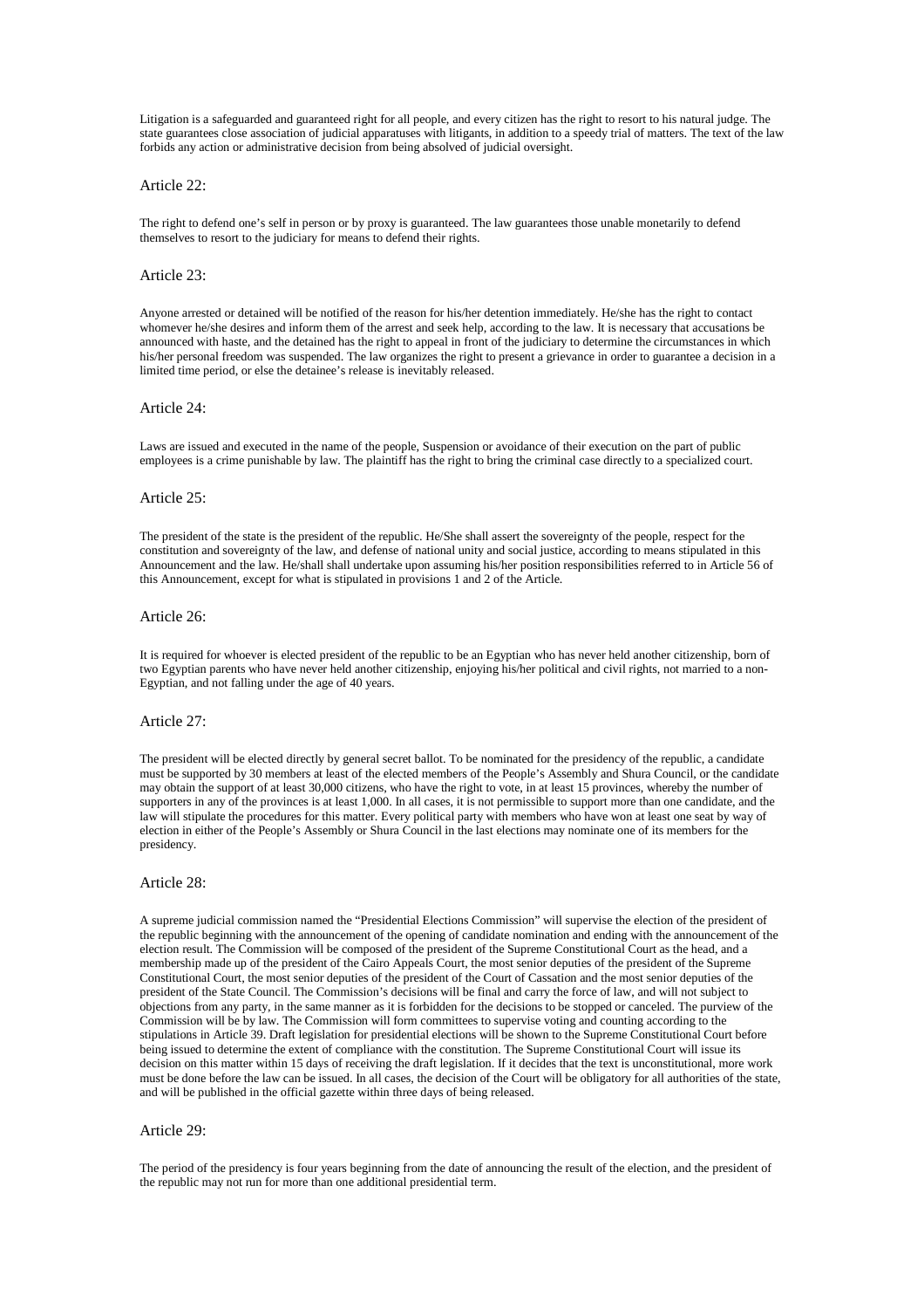Litigation is a safeguarded and guaranteed right for all people, and every citizen has the right to resort to his natural judge. The state guarantees close association of judicial apparatuses with litigants, in addition to a speedy trial of matters. The text of the law forbids any action or administrative decision from being absolved of judicial oversight.

## Article 22:

The right to defend one's self in person or by proxy is guaranteed. The law guarantees those unable monetarily to defend themselves to resort to the judiciary for means to defend their rights.

## Article 23:

Anyone arrested or detained will be notified of the reason for his/her detention immediately. He/she has the right to contact whomever he/she desires and inform them of the arrest and seek help, according to the law. It is necessary that accusations be announced with haste, and the detained has the right to appeal in front of the judiciary to determine the circumstances in which his/her personal freedom was suspended. The law organizes the right to present a grievance in order to guarantee a decision in a limited time period, or else the detainee's release is inevitably released.

## Article 24:

Laws are issued and executed in the name of the people, Suspension or avoidance of their execution on the part of public employees is a crime punishable by law. The plaintiff has the right to bring the criminal case directly to a specialized court.

## Article 25:

The president of the state is the president of the republic. He/She shall assert the sovereignty of the people, respect for the constitution and sovereignty of the law, and defense of national unity and social justice, according to means stipulated in this Announcement and the law. He/shall shall undertake upon assuming his/her position responsibilities referred to in Article 56 of this Announcement, except for what is stipulated in provisions 1 and 2 of the Article.

## Article 26:

It is required for whoever is elected president of the republic to be an Egyptian who has never held another citizenship, born of two Egyptian parents who have never held another citizenship, enjoying his/her political and civil rights, not married to a non-Egyptian, and not falling under the age of 40 years.

## Article 27:

The president will be elected directly by general secret ballot. To be nominated for the presidency of the republic, a candidate must be supported by 30 members at least of the elected members of the People's Assembly and Shura Council, or the candidate may obtain the support of at least 30,000 citizens, who have the right to vote, in at least 15 provinces, whereby the number of supporters in any of the provinces is at least 1,000. In all cases, it is not permissible to support more than one candidate, and the law will stipulate the procedures for this matter. Every political party with members who have won at least one seat by way of election in either of the People's Assembly or Shura Council in the last elections may nominate one of its members for the presidency.

## Article 28:

A supreme judicial commission named the "Presidential Elections Commission" will supervise the election of the president of the republic beginning with the announcement of the opening of candidate nomination and ending with the announcement of the election result. The Commission will be composed of the president of the Supreme Constitutional Court as the head, and a membership made up of the president of the Cairo Appeals Court, the most senior deputies of the president of the Supreme Constitutional Court, the most senior deputies of the president of the Court of Cassation and the most senior deputies of the president of the State Council. The Commission's decisions will be final and carry the force of law, and will not subject to objections from any party, in the same manner as it is forbidden for the decisions to be stopped or canceled. The purview of the Commission will be by law. The Commission will form committees to supervise voting and counting according to the stipulations in Article 39. Draft legislation for presidential elections will be shown to the Supreme Constitutional Court before being issued to determine the extent of compliance with the constitution. The Supreme Constitutional Court will issue its decision on this matter within 15 days of receiving the draft legislation. If it decides that the text is unconstitutional, more work must be done before the law can be issued. In all cases, the decision of the Court will be obligatory for all authorities of the state, and will be published in the official gazette within three days of being released.

## Article 29:

The period of the presidency is four years beginning from the date of announcing the result of the election, and the president of the republic may not run for more than one additional presidential term.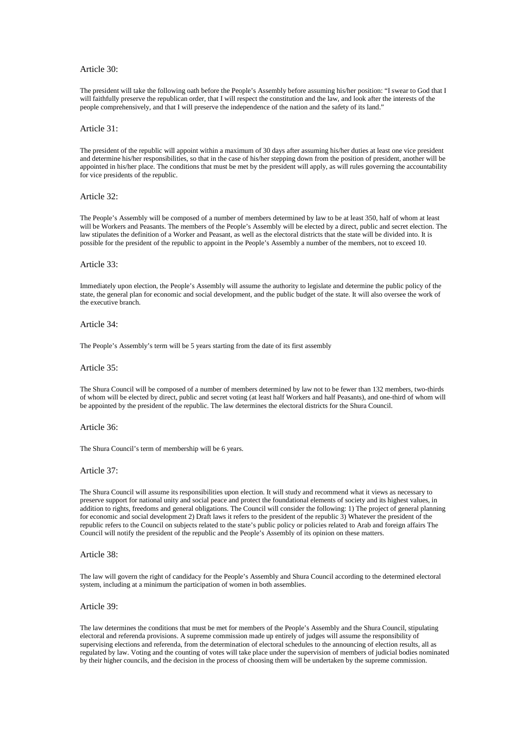## Article 30:

The president will take the following oath before the People's Assembly before assuming his/her position: "I swear to God that I will faithfully preserve the republican order, that I will respect the constitution and the law, and look after the interests of the people comprehensively, and that I will preserve the independence of the nation and the safety of its land."

## Article 31:

The president of the republic will appoint within a maximum of 30 days after assuming his/her duties at least one vice president and determine his/her responsibilities, so that in the case of his/her stepping down from the position of president, another will be appointed in his/her place. The conditions that must be met by the president will apply, as will rules governing the accountability for vice presidents of the republic.

## Article 32:

The People's Assembly will be composed of a number of members determined by law to be at least 350, half of whom at least will be Workers and Peasants. The members of the People's Assembly will be elected by a direct, public and secret election. The law stipulates the definition of a Worker and Peasant, as well as the electoral districts that the state will be divided into. It is possible for the president of the republic to appoint in the People's Assembly a number of the members, not to exceed 10.

## Article 33:

Immediately upon election, the People's Assembly will assume the authority to legislate and determine the public policy of the state, the general plan for economic and social development, and the public budget of the state. It will also oversee the work of the executive branch.

## Article 34:

The People's Assembly's term will be 5 years starting from the date of its first assembly

## Article 35:

The Shura Council will be composed of a number of members determined by law not to be fewer than 132 members, two-thirds of whom will be elected by direct, public and secret voting (at least half Workers and half Peasants), and one-third of whom will be appointed by the president of the republic. The law determines the electoral districts for the Shura Council.

## Article 36:

The Shura Council's term of membership will be 6 years.

## Article 37:

The Shura Council will assume its responsibilities upon election. It will study and recommend what it views as necessary to preserve support for national unity and social peace and protect the foundational elements of society and its highest values, in addition to rights, freedoms and general obligations. The Council will consider the following: 1) The project of general planning for economic and social development 2) Draft laws it refers to the president of the republic 3) Whatever the president of the republic refers to the Council on subjects related to the state's public policy or policies related to Arab and foreign affairs The Council will notify the president of the republic and the People's Assembly of its opinion on these matters.

## Article 38:

The law will govern the right of candidacy for the People's Assembly and Shura Council according to the determined electoral system, including at a minimum the participation of women in both assemblies.

## Article 39:

The law determines the conditions that must be met for members of the People's Assembly and the Shura Council, stipulating electoral and referenda provisions. A supreme commission made up entirely of judges will assume the responsibility of supervising elections and referenda, from the determination of electoral schedules to the announcing of election results, all as regulated by law. Voting and the counting of votes will take place under the supervision of members of judicial bodies nominated by their higher councils, and the decision in the process of choosing them will be undertaken by the supreme commission.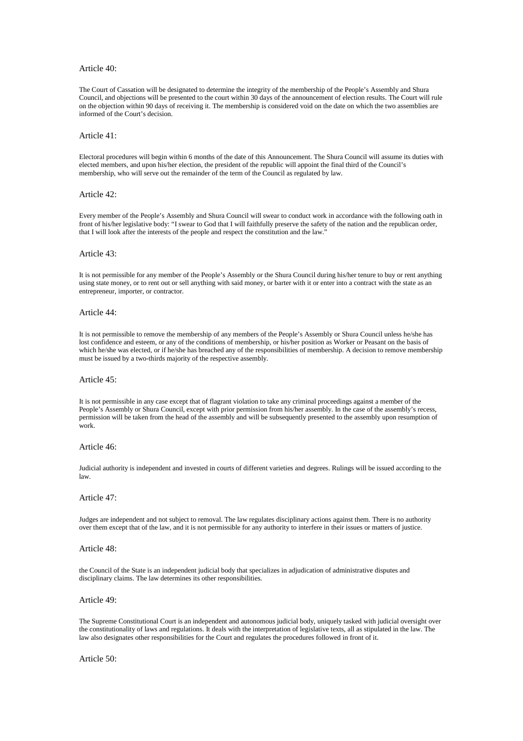Article 40:

The Court of Cassation will be designated to determine the integrity of the membership of the People's Assembly and Shura Council, and objections will be presented to the court within 30 days of the announcement of election results. The Court will rule on the objection within 90 days of receiving it. The membership is considered void on the date on which the two assemblies are informed of the Court's decision.

Article 41:

Electoral procedures will begin within 6 months of the date of this Announcement. The Shura Council will assume its duties with elected members, and upon his/her election, the president of the republic will appoint the final third of the Council's membership, who will serve out the remainder of the term of the Council as regulated by law.

Article 42:

Every member of the People's Assembly and Shura Council will swear to conduct work in accordance with the following oath in front of his/her legislative body: "I swear to God that I will faithfully preserve the safety of the nation and the republican order, that I will look after the interests of the people and respect the constitution and the law."

Article 43:

It is not permissible for any member of the People's Assembly or the Shura Council during his/her tenure to buy or rent anything using state money, or to rent out or sell anything with said money, or barter with it or enter into a contract with the state as an entrepreneur, importer, or contractor.

Article 44:

It is not permissible to remove the membership of any members of the People's Assembly or Shura Council unless he/she has lost confidence and esteem, or any of the conditions of membership, or his/her position as Worker or Peasant on the basis of which he/she was elected, or if he/she has breached any of the responsibilities of membership. A decision to remove membership must be issued by a two-thirds majority of the respective assembly.

Article 45:

It is not permissible in any case except that of flagrant violation to take any criminal proceedings against a member of the People's Assembly or Shura Council, except with prior permission from his/her assembly. In the case of the assembly's recess, permission will be taken from the head of the assembly and will be subsequently presented to the assembly upon resumption of work.

Article 46:

Judicial authority is independent and invested in courts of different varieties and degrees. Rulings will be issued according to the law.

Article 47:

Judges are independent and not subject to removal. The law regulates disciplinary actions against them. There is no authority over them except that of the law, and it is not permissible for any authority to interfere in their issues or matters of justice.

Article 48:

the Council of the State is an independent judicial body that specializes in adjudication of administrative disputes and disciplinary claims. The law determines its other responsibilities.

Article 49:

The Supreme Constitutional Court is an independent and autonomous judicial body, uniquely tasked with judicial oversight over the constitutionality of laws and regulations. It deals with the interpretation of legislative texts, all as stipulated in the law. The law also designates other responsibilities for the Court and regulates the procedures followed in front of it.

Article 50: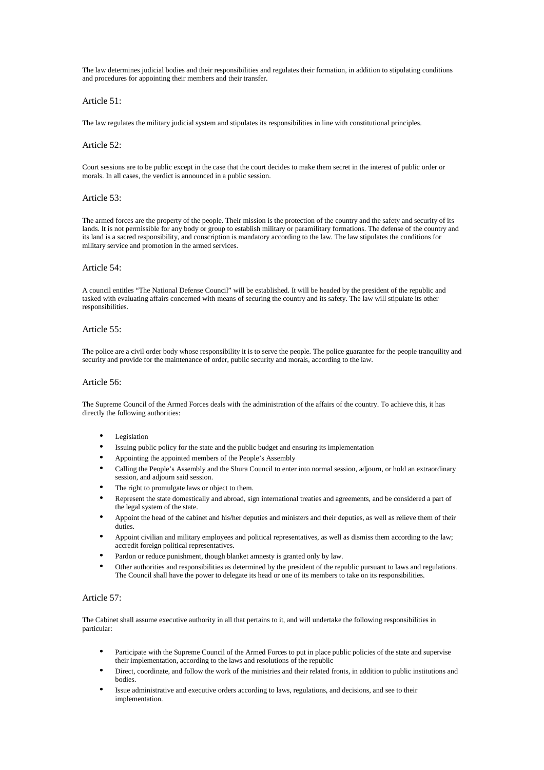The law determines judicial bodies and their responsibilities and regulates their formation, in addition to stipulating conditions and procedures for appointing their members and their transfer.

## Article 51:

The law regulates the military judicial system and stipulates its responsibilities in line with constitutional principles.

## Article 52:

Court sessions are to be public except in the case that the court decides to make them secret in the interest of public order or morals. In all cases, the verdict is announced in a public session.

## Article 53:

The armed forces are the property of the people. Their mission is the protection of the country and the safety and security of its lands. It is not permissible for any body or group to establish military or paramilitary formations. The defense of the country and its land is a sacred responsibility, and conscription is mandatory according to the law. The law stipulates the conditions for military service and promotion in the armed services.

## Article 54:

A council entitles "The National Defense Council" will be established. It will be headed by the president of the republic and tasked with evaluating affairs concerned with means of securing the country and its safety. The law will stipulate its other responsibilities.

## Article 55:

The police are a civil order body whose responsibility it is to serve the people. The police guarantee for the people tranquility and security and provide for the maintenance of order, public security and morals, according to the law.

## Article 56:

The Supreme Council of the Armed Forces deals with the administration of the affairs of the country. To achieve this, it has directly the following authorities:

- Legislation
- Issuing public policy for the state and the public budget and ensuring its implementation
- Appointing the appointed members of the People's Assembly
- Calling the People's Assembly and the Shura Council to enter into normal session, adjourn, or hold an extraordinary session, and adjourn said session.
- The right to promulgate laws or object to them.
- Represent the state domestically and abroad, sign international treaties and agreements, and be considered a part of the legal system of the state.
- Appoint the head of the cabinet and his/her deputies and ministers and their deputies, as well as relieve them of their duties.
- Appoint civilian and military employees and political representatives, as well as dismiss them according to the law; accredit foreign political representatives.
- Pardon or reduce punishment, though blanket amnesty is granted only by law.
- Other authorities and responsibilities as determined by the president of the republic pursuant to laws and regulations. The Council shall have the power to delegate its head or one of its members to take on its responsibilities.

## Article 57:

The Cabinet shall assume executive authority in all that pertains to it, and will undertake the following responsibilities in particular:

- Participate with the Supreme Council of the Armed Forces to put in place public policies of the state and supervise their implementation, according to the laws and resolutions of the republic
- Direct, coordinate, and follow the work of the ministries and their related fronts, in addition to public institutions and bodies.
- Issue administrative and executive orders according to laws, regulations, and decisions, and see to their implementation.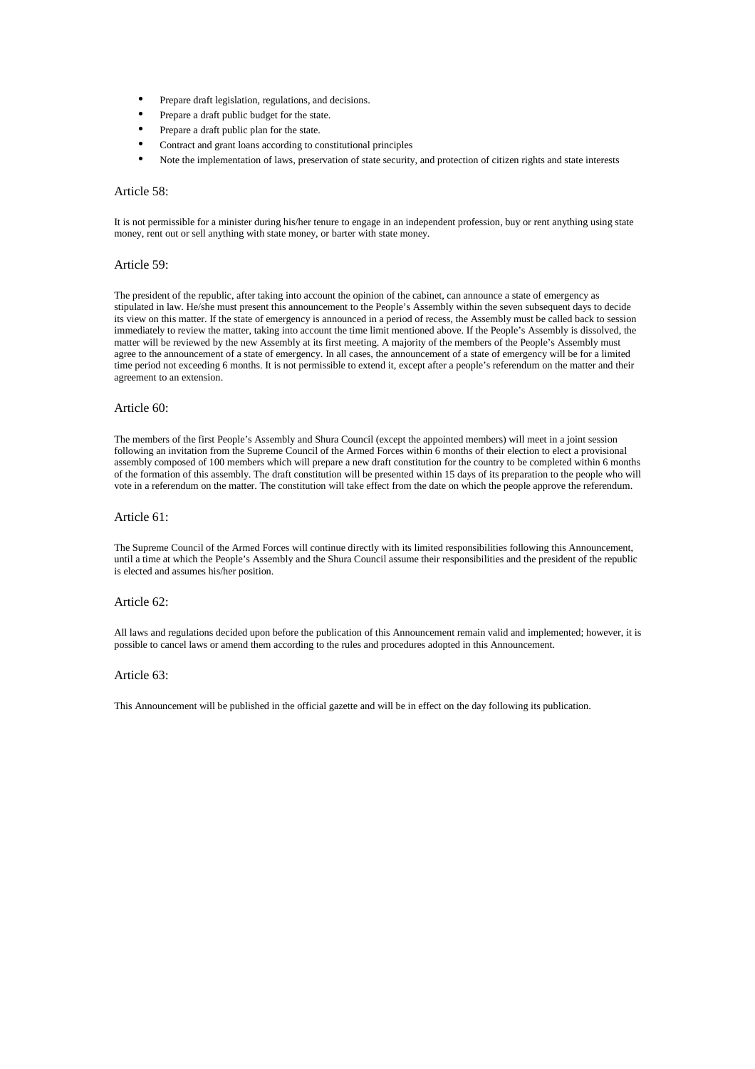- Prepare draft legislation, regulations, and decisions.
- Prepare a draft public budget for the state.
- Prepare a draft public plan for the state.
- Contract and grant loans according to constitutional principles
- Note the implementation of laws, preservation of state security, and protection of citizen rights and state interests

## Article 58:

It is not permissible for a minister during his/her tenure to engage in an independent profession, buy or rent anything using state money, rent out or sell anything with state money, or barter with state money.

## Article 59:

The president of the republic, after taking into account the opinion of the cabinet, can announce a state of emergency as stipulated in law. He/she must present this announcement to the People's Assembly within the seven subsequent days to decide its view on this matter. If the state of emergency is announced in a period of recess, the Assembly must be called back to session immediately to review the matter, taking into account the time limit mentioned above. If the People's Assembly is dissolved, the matter will be reviewed by the new Assembly at its first meeting. A majority of the members of the People's Assembly must agree to the announcement of a state of emergency. In all cases, the announcement of a state of emergency will be for a limited time period not exceeding 6 months. It is not permissible to extend it, except after a people's referendum on the matter and their agreement to an extension.

## Article 60:

The members of the first People's Assembly and Shura Council (except the appointed members) will meet in a joint session following an invitation from the Supreme Council of the Armed Forces within 6 months of their election to elect a provisional assembly composed of 100 members which will prepare a new draft constitution for the country to be completed within 6 months of the formation of this assembly. The draft constitution will be presented within 15 days of its preparation to the people who will vote in a referendum on the matter. The constitution will take effect from the date on which the people approve the referendum.

## Article 61:

The Supreme Council of the Armed Forces will continue directly with its limited responsibilities following this Announcement, until a time at which the People's Assembly and the Shura Council assume their responsibilities and the president of the republic is elected and assumes his/her position.

## Article 62:

All laws and regulations decided upon before the publication of this Announcement remain valid and implemented; however, it is possible to cancel laws or amend them according to the rules and procedures adopted in this Announcement.

## Article 63:

This Announcement will be published in the official gazette and will be in effect on the day following its publication.